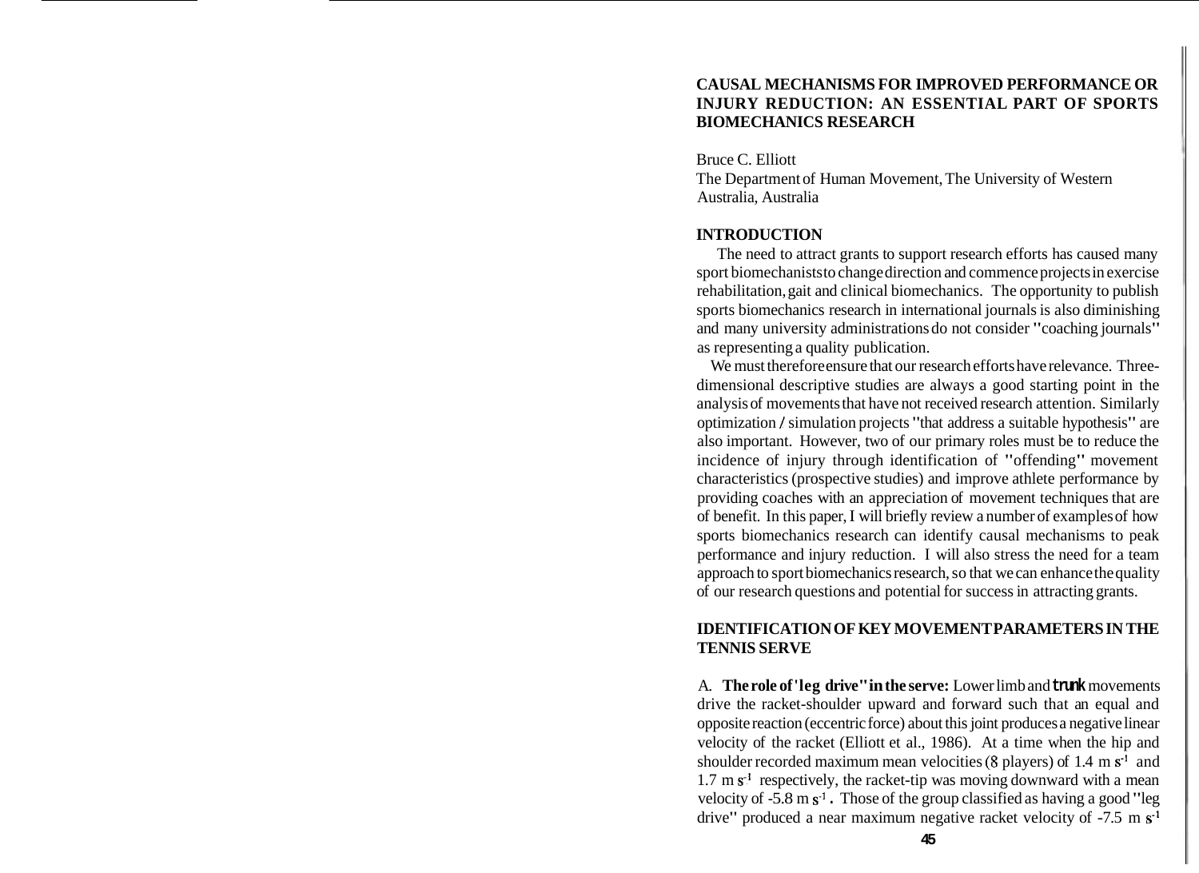# CAUSAL MECHANISMS FOR IMPROVED PERFORMANCE OR INJURY REDUCTION: AN ESSENTIAL PART OF SPORTS BIOMECHANICS RESEARCH

Bruce C. Elliott
The Department of Human Movement, The University of Western Australia, Australia

## INTRODUCTION

The need to attract grants to support research efforts has caused many sport biomechanists to change direction and commence projects in exercise rehabilitation, gait and clinical biomechanics. The opportunity to publish sports biomechanics research in international journals is also diminishing and many university administrations do not consider "coaching journals" as representing a quality publication.

We must therefore ensure that our research efforts have relevance. Three-dimensional descriptive studies are always a good starting point in the analysis of movements that have not received research attention. Similarly optimization / simulation projects "that address a suitable hypothesis" are also important. However, two of our primary roles must be to reduce the incidence of injury through identification of "offending" movement characteristics (prospective studies) and improve athlete performance by providing coaches with an appreciation of movement techniques that are of benefit. In this paper, I will briefly review a number of examples of how sports biomechanics research can identify causal mechanisms to peak performance and injury reduction. I will also stress the need for a team approach to sport biomechanics research, so that we can enhance the quality of our research questions and potential for success in attracting grants.

## IDENTIFICATION OF KEY MOVEMENT PARAMETERS IN THE TENNIS SERVE

A. **The role of "leg drive" in the serve:** Lower limb and trunk movements drive the racket-shoulder upward and forward such that an equal and opposite reaction (eccentric force) about this joint produces a negative linear velocity of the racket (Elliott et al., 1986). At a time when the hip and shoulder recorded maximum mean velocities (8 players) of 1.4 m $s^{-1}$ and 1.7 m $s^{-1}$ respectively, the racket-tip was moving downward with a mean velocity of -5.8 m $s^{-1}$. Those of the group classified as having a good "leg drive" produced a near maximum negative racket velocity of -7.5 m $s^{-1}$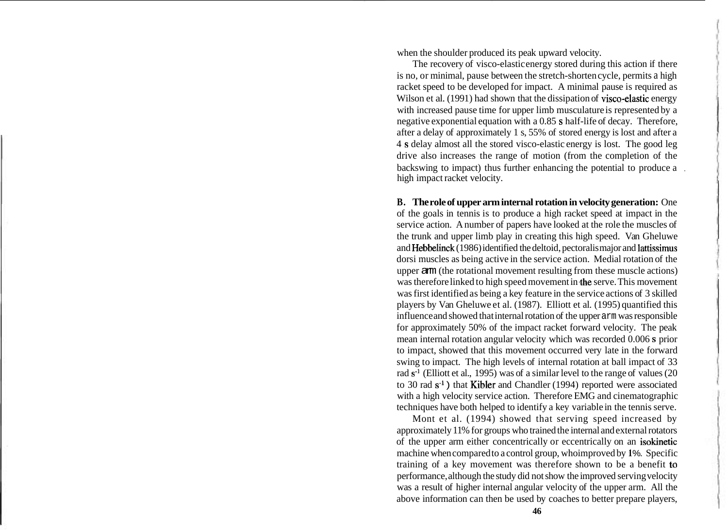when the shoulder produced its peak upward velocity.

The recovery of visco-elastic energy stored during this action if there is no, or minimal, pause between the stretch-shorten cycle, permits a high racket speed to be developed for impact. A minimal pause is required as Wilson et al. (1991) had shown that the dissipation of visco-elastic energy with increased pause time for upper limb musculature is represented by a negative exponential equation with a 0.85 s half-life of decay. Therefore, after a delay of approximately 1 s, 55% of stored energy is lost and after a 4 s delay almost all the stored visco-elastic energy is lost. The good leg drive also increases the range of motion (from the completion of the backswing to impact) thus further enhancing the potential to produce a high impact racket velocity.

**B. The role of upper arm internal rotation in velocity generation:** One of the goals in tennis is to produce a high racket speed at impact in the service action. A number of papers have looked at the role the muscles of the trunk and upper limb play in creating this high speed. Van Gheluwe and Hebbelinck (1986) identified the deltoid, pectoralis major and lattissimus dorsi muscles as being active in the service action. Medial rotation of the upper arm (the rotational movement resulting from these muscle actions) was therefore linked to high speed movement in the serve. This movement was first identified as being a key feature in the service actions of 3 skilled players by Van Gheluwe et al. (1987). Elliott et al. (1995) quantified this influence and showed that internal rotation of the upper arm was responsible for approximately 50% of the impact racket forward velocity. The peak mean internal rotation angular velocity which was recorded 0.006 s prior to impact, showed that this movement occurred very late in the forward swing to impact. The high levels of internal rotation at ball impact of 33 rad $s^{-1}$ (Elliott et al., 1995) was of a similar level to the range of values (20 to 30 rad $s^{-1}$) that Kibler and Chandler (1994) reported were associated with a high velocity service action. Therefore EMG and cinematographic techniques have both helped to identify a key variable in the tennis serve.

Mont et al. (1994) showed that serving speed increased by approximately 11% for groups who trained the internal and external rotators of the upper arm either concentrically or eccentrically on an isokinetic machine when compared to a control group, who improved by 1%. Specific training of a key movement was therefore shown to be a benefit to performance, although the study did not show the improved serving velocity was a result of higher internal angular velocity of the upper arm. All the above information can then be used by coaches to better prepare players,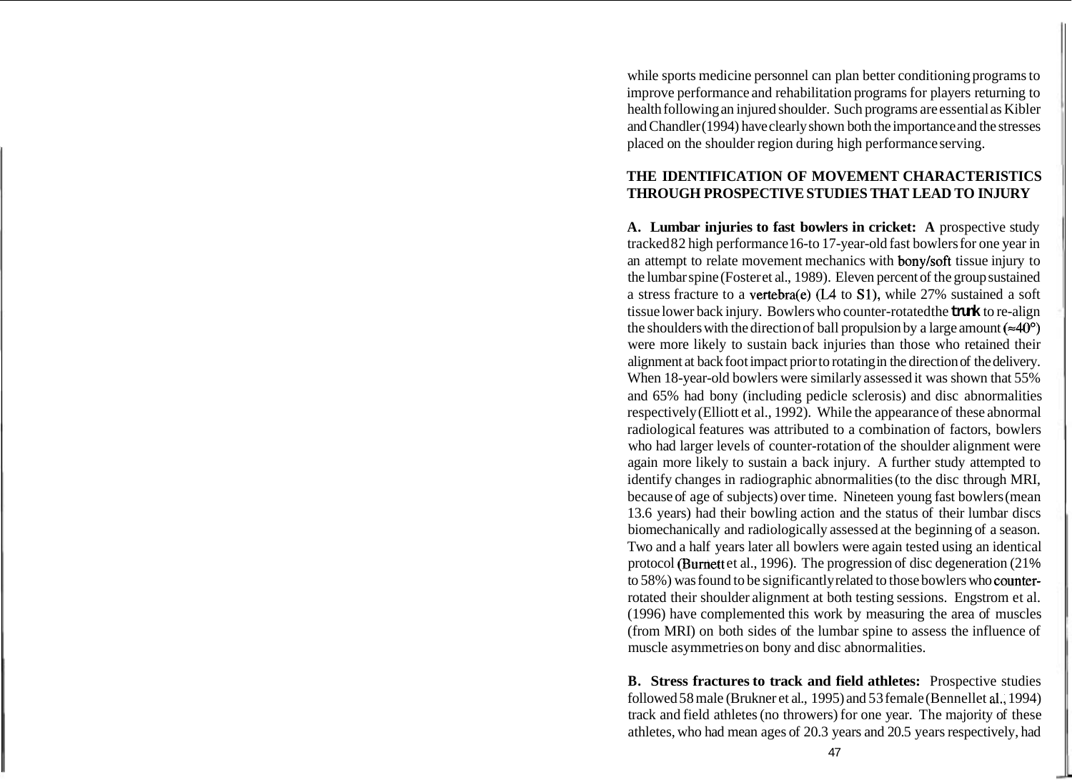while sports medicine personnel can plan better conditioning programs to improve performance and rehabilitation programs for players returning to health following an injured shoulder. Such programs are essential as Kibler and Chandler (1994) have clearly shown both the importance and the stresses placed on the shoulder region during high performance serving.

## THE IDENTIFICATION OF MOVEMENT CHARACTERISTICS THROUGH PROSPECTIVE STUDIES THAT LEAD TO INJURY

**A. Lumbar injuries to fast bowlers in cricket: A** prospective study tracked 82 high performance 16-to 17-year-old fast bowlers for one year in an attempt to relate movement mechanics with bony/soft tissue injury to the lumbar spine (Foster et al., 1989). Eleven percent of the group sustained a stress fracture to a vertebra(e) (L4 to S1), while 27% sustained a soft tissue lower back injury. Bowlers who counter-rotated the trunk to re-align the shoulders with the direction of ball propulsion by a large amount ($\approx 40°$) were more likely to sustain back injuries than those who retained their alignment at back foot impact prior to rotating in the direction of the delivery. When 18-year-old bowlers were similarly assessed it was shown that 55% and 65% had bony (including pedicle sclerosis) and disc abnormalities respectively (Elliott et al., 1992). While the appearance of these abnormal radiological features was attributed to a combination of factors, bowlers who had larger levels of counter-rotation of the shoulder alignment were again more likely to sustain a back injury. A further study attempted to identify changes in radiographic abnormalities (to the disc through MRI, because of age of subjects) over time. Nineteen young fast bowlers (mean 13.6 years) had their bowling action and the status of their lumbar discs biomechanically and radiologically assessed at the beginning of a season. Two and a half years later all bowlers were again tested using an identical protocol (Burnett et al., 1996). The progression of disc degeneration (21% to 58%) was found to be significantly related to those bowlers who counter-rotated their shoulder alignment at both testing sessions. Engstrom et al. (1996) have complemented this work by measuring the area of muscles (from MRI) on both sides of the lumbar spine to assess the influence of muscle asymmetries on bony and disc abnormalities.

**B. Stress fractures to track and field athletes:** Prospective studies followed 58 male (Brukner et al., 1995) and 53 female (Bennell et al., 1994) track and field athletes (no throwers) for one year. The majority of these athletes, who had mean ages of 20.3 years and 20.5 years respectively, had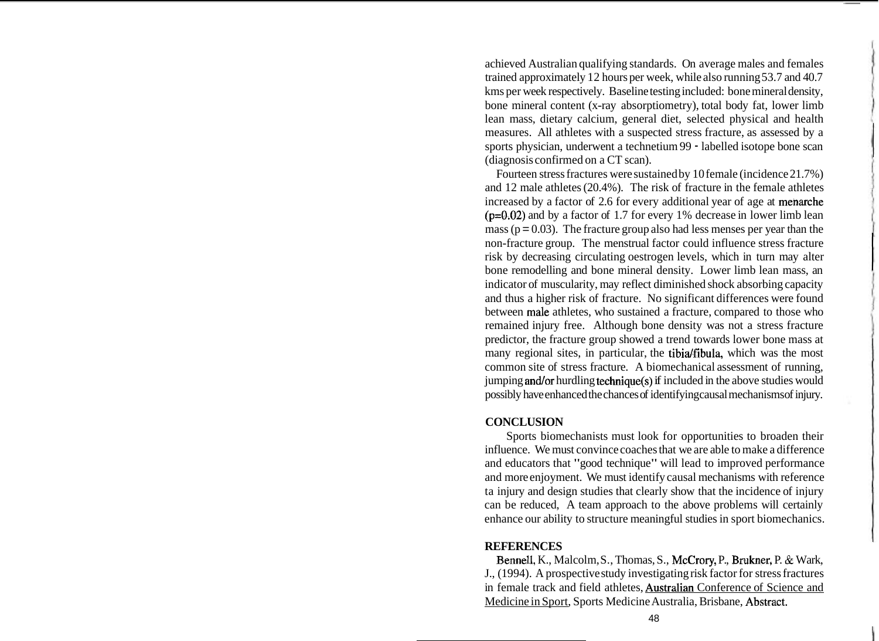achieved Australian qualifying standards. On average males and females trained approximately 12 hours per week, while also running 53.7 and 40.7 kms per week respectively. Baseline testing included: bone mineral density, bone mineral content (x-ray absorptiometry), total body fat, lower limb lean mass, dietary calcium, general diet, selected physical and health measures. All athletes with a suspected stress fracture, as assessed by a sports physician, underwent a technetium 99 - labelled isotope bone scan (diagnosis confirmed on a CT scan).

Fourteen stress fractures were sustained by 10 female (incidence 21.7%) and 12 male athletes (20.4%). The risk of fracture in the female athletes increased by a factor of 2.6 for every additional year of age at menarche ($p=0.02$) and by a factor of 1.7 for every 1% decrease in lower limb lean mass ($p = 0.03$). The fracture group also had less menses per year than the non-fracture group. The menstrual factor could influence stress fracture risk by decreasing circulating oestrogen levels, which in turn may alter bone remodelling and bone mineral density. Lower limb lean mass, an indicator of muscularity, may reflect diminished shock absorbing capacity and thus a higher risk of fracture. No significant differences were found between male athletes, who sustained a fracture, compared to those who remained injury free. Although bone density was not a stress fracture predictor, the fracture group showed a trend towards lower bone mass at many regional sites, in particular, the tibia/fibula, which was the most common site of stress fracture. A biomechanical assessment of running, jumping and/or hurdling technique(s) if included in the above studies would possibly have enhanced the chances of identifying causal mechanisms of injury.

**CONCLUSION**

Sports biomechanists must look for opportunities to broaden their influence. We must convince coaches that we are able to make a difference and educators that "good technique" will lead to improved performance and more enjoyment. We must identify causal mechanisms with reference ta injury and design studies that clearly show that the incidence of injury can be reduced, A team approach to the above problems will certainly enhance our ability to structure meaningful studies in sport biomechanics.

**REFERENCES**

Bennell, K., Malcolm, S., Thomas, S., McCrory, P., Brukner, P. & Wark, J., (1994). A prospective study investigating risk factor for stress fractures in female track and field athletes, Australian Conference of Science and Medicine in Sport, Sports Medicine Australia, Brisbane, Abstract.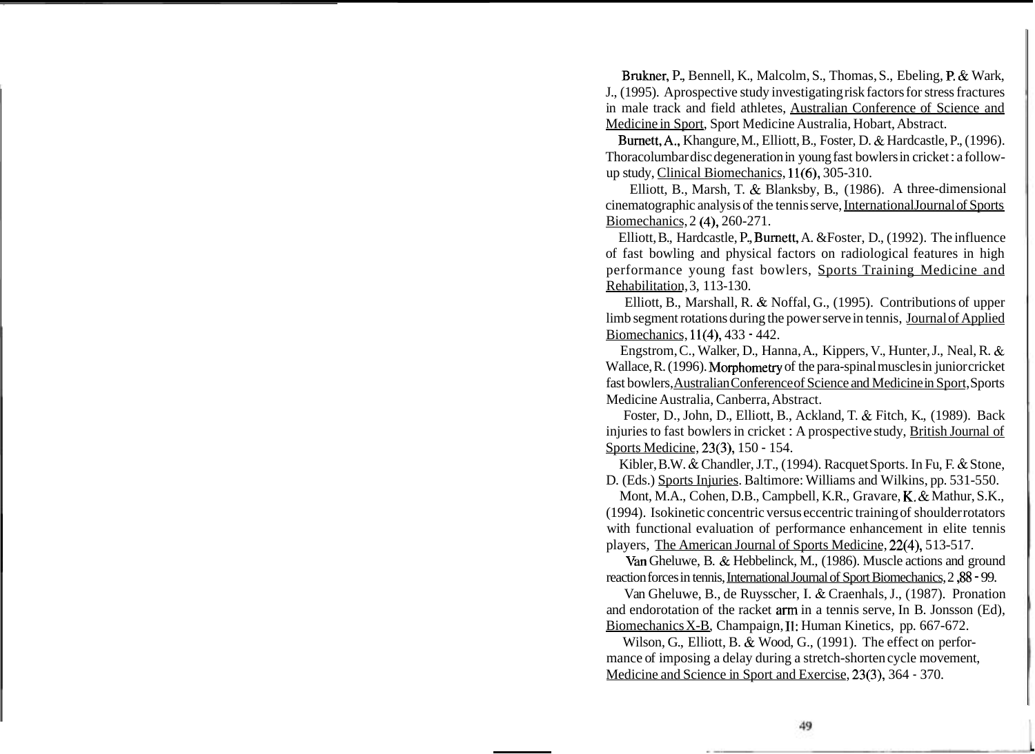Brukner, P., Bennell, K., Malcolm, S., Thomas, S., Ebeling, P. & Wark, J., (1995). Aprospective study investigating risk factors for stress fractures in male track and field athletes, Australian Conference of Science and Medicine in Sport, Sport Medicine Australia, Hobart, Abstract.

Burnett, A., Khangure, M., Elliott, B., Foster, D. & Hardcastle, P., (1996). Thoracolumbar disc degeneration in young fast bowlers in cricket : a follow-up study, Clinical Biomechanics, 11(6), 305-310.

Elliott, B., Marsh, T. & Blanksby, B., (1986). A three-dimensional cinematographic analysis of the tennis serve, International Journal of Sports Biomechanics, 2 (4), 260-271.

Elliott, B., Hardcastle, P., Burnett, A. & Foster, D., (1992). The influence of fast bowling and physical factors on radiological features in high performance young fast bowlers, Sports Training Medicine and Rehabilitation, 3, 113-130.

Elliott, B., Marshall, R. & Noffal, G., (1995). Contributions of upper limb segment rotations during the power serve in tennis, Journal of Applied Biomechanics, 11(4), 433 - 442.

Engstrom, C., Walker, D., Hanna, A., Kippers, V., Hunter, J., Neal, R. & Wallace, R. (1996). Morphometry of the para-spinal muscles in junior cricket fast bowlers, Australian Conference of Science and Medicine in Sport, Sports Medicine Australia, Canberra, Abstract.

Foster, D., John, D., Elliott, B., Ackland, T. & Fitch, K., (1989). Back injuries to fast bowlers in cricket : A prospective study, British Journal of Sports Medicine, 23(3), 150 - 154.

Kibler, B.W. & Chandler, J.T., (1994). Racquet Sports. In Fu, F. & Stone, D. (Eds.) Sports Injuries. Baltimore: Williams and Wilkins, pp. 531-550.

Mont, M.A., Cohen, D.B., Campbell, K.R., Gravare, K. & Mathur, S.K., (1994). Isokinetic concentric versus eccentric training of shoulder rotators with functional evaluation of performance enhancement in elite tennis players, The American Journal of Sports Medicine, 22(4), 513-517.

Van Gheluwe, B. & Hebbelinck, M., (1986). Muscle actions and ground reaction forces in tennis, International Journal of Sport Biomechanics, 2 ,88 - 99.

Van Gheluwe, B., de Ruysscher, I. & Craenhals, J., (1987). Pronation and endorotation of the racket arm in a tennis serve, In B. Jonsson (Ed), Biomechanics X-B, Champaign, Il: Human Kinetics, pp. 667-672.

Wilson, G., Elliott, B. & Wood, G., (1991). The effect on performance of imposing a delay during a stretch-shorten cycle movement, Medicine and Science in Sport and Exercise, 23(3), 364 - 370.